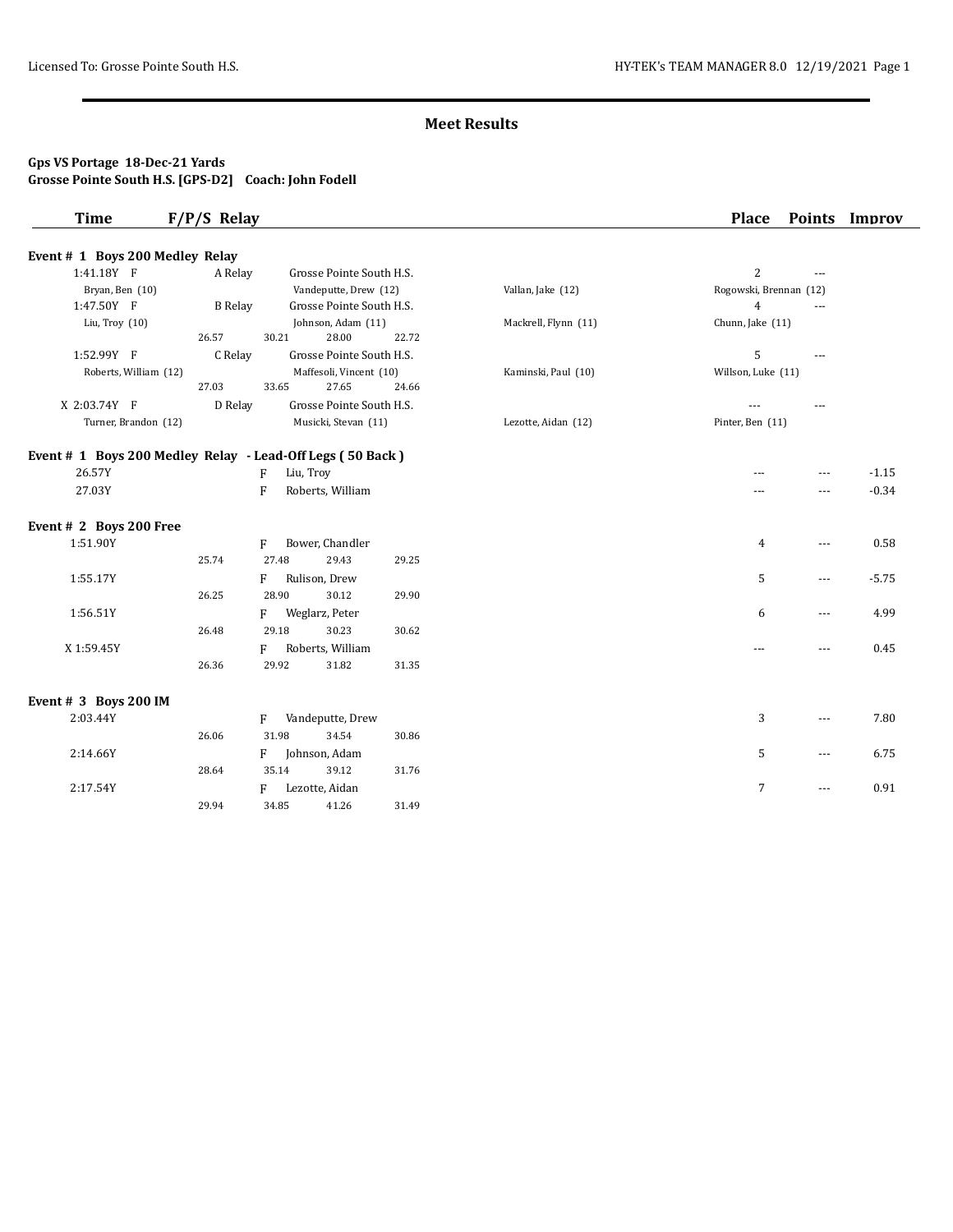## Meet Results

**Gps VS Portage 18-Dec-21 Yards**
**Grosse Pointe South H.S. [GPS-D2] Coach: John Fodell**

| Time | F/P/S | Relay | | | Place | Points | Improv |
|---|---|---|---|---|---|---|---|
| **Event # 1 Boys 200 Medley Relay** | | | | | | | |
| 1:41.18Y F | | A Relay | Grosse Pointe South H.S. | | 2 | --- | |
| Bryan, Ben (10) | | | Vandeputte, Drew (12) | Vallan, Jake (12) | Rogowski, Brennan (12) | | |
| 1:47.50Y F | | B Relay | Grosse Pointe South H.S. | | 4 | --- | |
| Liu, Troy (10) | | | Johnson, Adam (11) | Mackrell, Flynn (11) | Chunn, Jake (11) | | |
| | 26.57 | 30.21 | 28.00 22.72 | | | | |
| 1:52.99Y F | | C Relay | Grosse Pointe South H.S. | | 5 | --- | |
| Roberts, William (12) | | | Maffesoli, Vincent (10) | Kaminski, Paul (10) | Willson, Luke (11) | | |
| | 27.03 | 33.65 | 27.65 24.66 | | | | |
| X 2:03.74Y F | | D Relay | Grosse Pointe South H.S. | | --- | --- | |
| Turner, Brandon (12) | | | Musicki, Stevan (11) | Lezotte, Aidan (12) | Pinter, Ben (11) | | |
| **Event # 1 Boys 200 Medley Relay - Lead-Off Legs ( 50 Back )** | | | | | | | |
| 26.57Y | | F | Liu, Troy | | --- | --- | -1.15 |
| 27.03Y | | F | Roberts, William | | --- | --- | -0.34 |
| **Event # 2 Boys 200 Free** | | | | | | | |
| 1:51.90Y | | F | Bower, Chandler | | 4 | --- | 0.58 |
| | 25.74 | 27.48 | 29.43 29.25 | | | | |
| 1:55.17Y | | F | Rulison, Drew | | 5 | --- | -5.75 |
| | 26.25 | 28.90 | 30.12 29.90 | | | | |
| 1:56.51Y | | F | Weglarz, Peter | | 6 | --- | 4.99 |
| | 26.48 | 29.18 | 30.23 30.62 | | | | |
| X 1:59.45Y | | F | Roberts, William | | --- | --- | 0.45 |
| | 26.36 | 29.92 | 31.82 31.35 | | | | |
| **Event # 3 Boys 200 IM** | | | | | | | |
| 2:03.44Y | | F | Vandeputte, Drew | | 3 | --- | 7.80 |
| | 26.06 | 31.98 | 34.54 30.86 | | | | |
| 2:14.66Y | | F | Johnson, Adam | | 5 | --- | 6.75 |
| | 28.64 | 35.14 | 39.12 31.76 | | | | |
| 2:17.54Y | | F | Lezotte, Aidan | | 7 | --- | 0.91 |
| | 29.94 | 34.85 | 41.26 31.49 | | | | |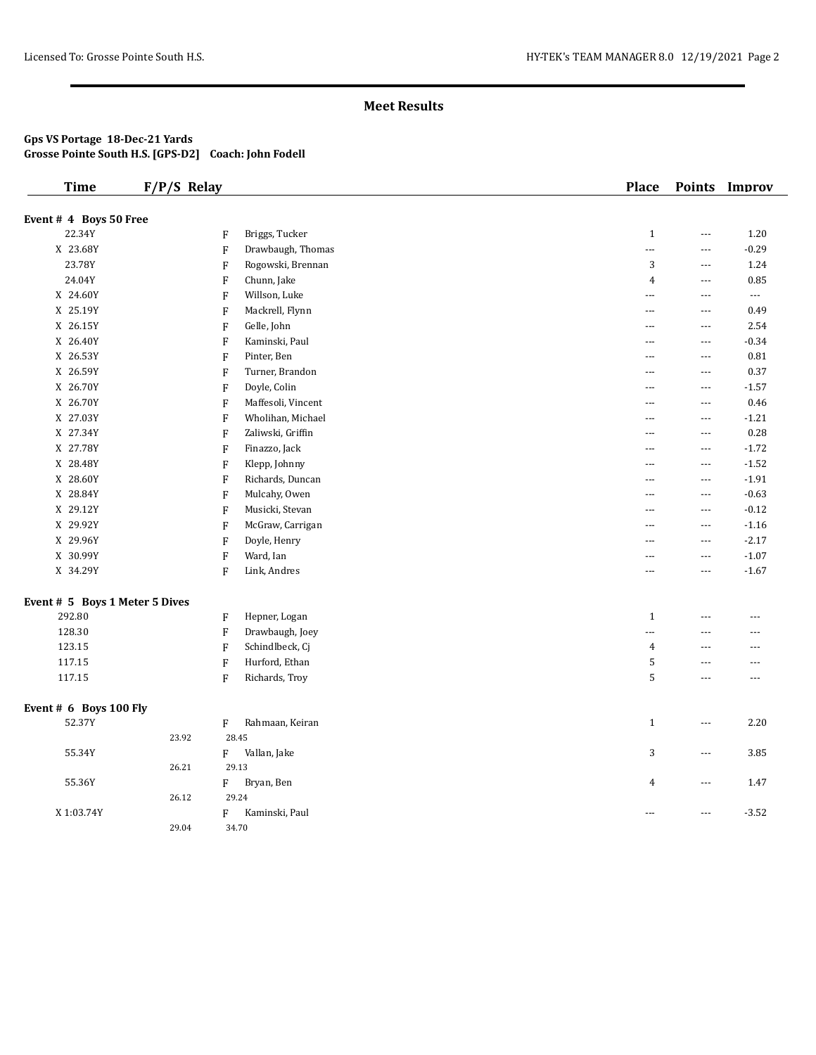## Meet Results

**Gps VS Portage 18-Dec-21 Yards**
**Grosse Pointe South H.S. [GPS-D2] Coach: John Fodell**

| Time | F/P/S | Relay | | Place | Points | Improv |
|---|---|---|---|---|---|---|
| **Event # 4 Boys 50 Free** | | | | | | |
| 22.34Y | | F | Briggs, Tucker | 1 | --- | 1.20 |
| X 23.68Y | | F | Drawbaugh, Thomas | --- | --- | -0.29 |
| 23.78Y | | F | Rogowski, Brennan | 3 | --- | 1.24 |
| 24.04Y | | F | Chunn, Jake | 4 | --- | 0.85 |
| X 24.60Y | | F | Willson, Luke | --- | --- | --- |
| X 25.19Y | | F | Mackrell, Flynn | --- | --- | 0.49 |
| X 26.15Y | | F | Gelle, John | --- | --- | 2.54 |
| X 26.40Y | | F | Kaminski, Paul | --- | --- | -0.34 |
| X 26.53Y | | F | Pinter, Ben | --- | --- | 0.81 |
| X 26.59Y | | F | Turner, Brandon | --- | --- | 0.37 |
| X 26.70Y | | F | Doyle, Colin | --- | --- | -1.57 |
| X 26.70Y | | F | Maffesoli, Vincent | --- | --- | 0.46 |
| X 27.03Y | | F | Wholihan, Michael | --- | --- | -1.21 |
| X 27.34Y | | F | Zaliwski, Griffin | --- | --- | 0.28 |
| X 27.78Y | | F | Finazzo, Jack | --- | --- | -1.72 |
| X 28.48Y | | F | Klepp, Johnny | --- | --- | -1.52 |
| X 28.60Y | | F | Richards, Duncan | --- | --- | -1.91 |
| X 28.84Y | | F | Mulcahy, Owen | --- | --- | -0.63 |
| X 29.12Y | | F | Musicki, Stevan | --- | --- | -0.12 |
| X 29.92Y | | F | McGraw, Carrigan | --- | --- | -1.16 |
| X 29.96Y | | F | Doyle, Henry | --- | --- | -2.17 |
| X 30.99Y | | F | Ward, Ian | --- | --- | -1.07 |
| X 34.29Y | | F | Link, Andres | --- | --- | -1.67 |
| **Event # 5 Boys 1 Meter 5 Dives** | | | | | | |
| 292.80 | | F | Hepner, Logan | 1 | --- | --- |
| 128.30 | | F | Drawbaugh, Joey | --- | --- | --- |
| 123.15 | | F | Schindlbeck, Cj | 4 | --- | --- |
| 117.15 | | F | Hurford, Ethan | 5 | --- | --- |
| 117.15 | | F | Richards, Troy | 5 | --- | --- |
| **Event # 6 Boys 100 Fly** | | | | | | |
| 52.37Y | | F | Rahmaan, Keiran | 1 | --- | 2.20 |
| | 23.92 | 28.45 | | | | |
| 55.34Y | | F | Vallan, Jake | 3 | --- | 3.85 |
| | 26.21 | 29.13 | | | | |
| 55.36Y | | F | Bryan, Ben | 4 | --- | 1.47 |
| | 26.12 | 29.24 | | | | |
| X 1:03.74Y | | F | Kaminski, Paul | --- | --- | -3.52 |
| | 29.04 | 34.70 | | | | |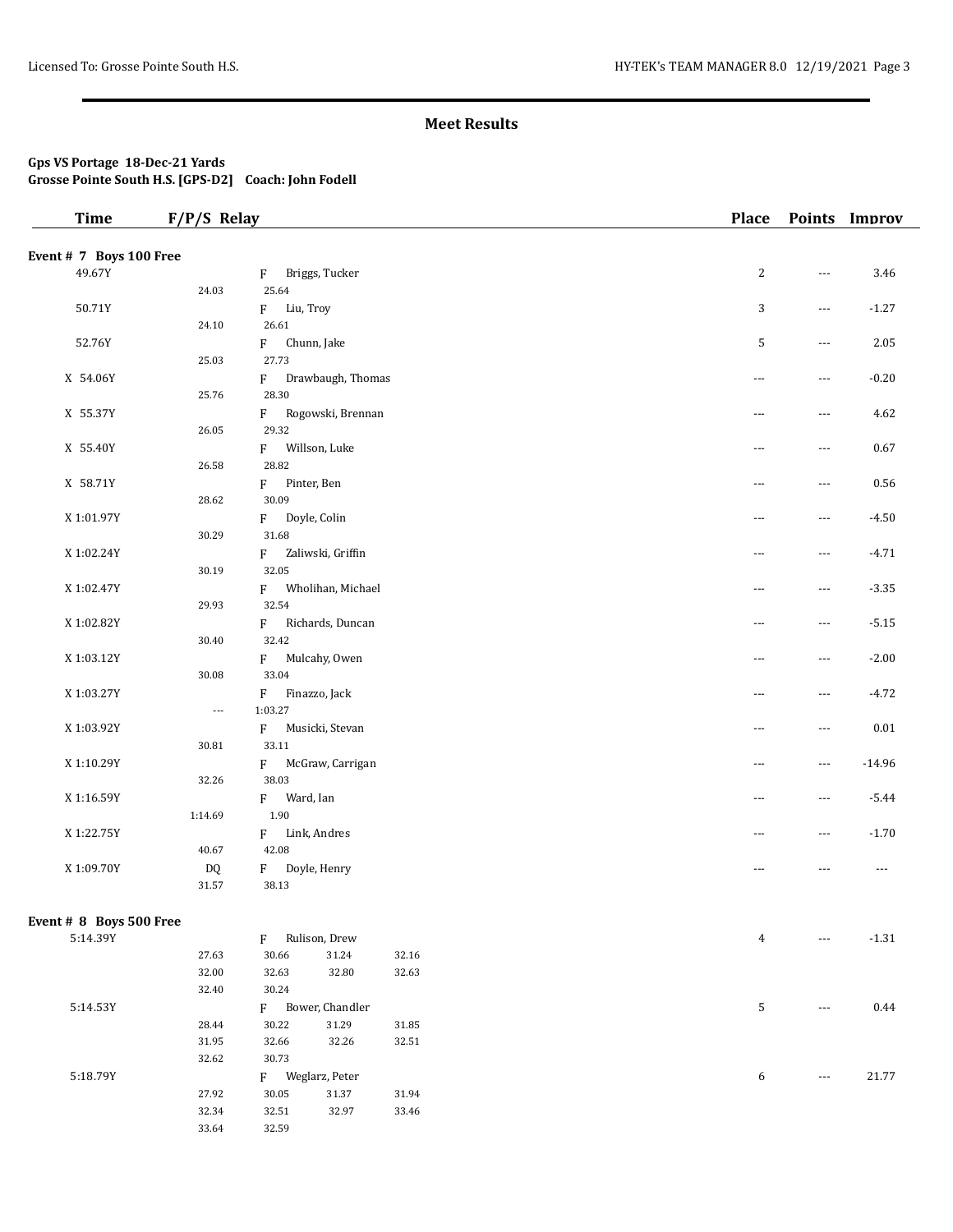## Meet Results

**Gps VS Portage 18-Dec-21 Yards**
**Grosse Pointe South H.S. [GPS-D2] Coach: John Fodell**

| Time | F/P/S | Relay | Place | Points | Improv |
|---|---|---|---|---|---|

**Event # 7 Boys 100 Free**

| Time | Splits | F/P/S | Name | Place | Points | Improv |
|---|---|---|---|---|---|---|
| 49.67Y | 24.03 25.64 | F | Briggs, Tucker | 2 | --- | 3.46 |
| 50.71Y | 24.10 26.61 | F | Liu, Troy | 3 | --- | -1.27 |
| 52.76Y | 25.03 27.73 | F | Chunn, Jake | 5 | --- | 2.05 |
| X 54.06Y | 25.76 28.30 | F | Drawbaugh, Thomas | --- | --- | -0.20 |
| X 55.37Y | 26.05 29.32 | F | Rogowski, Brennan | --- | --- | 4.62 |
| X 55.40Y | 26.58 28.82 | F | Willson, Luke | --- | --- | 0.67 |
| X 58.71Y | 28.62 30.09 | F | Pinter, Ben | --- | --- | 0.56 |
| X 1:01.97Y | 30.29 31.68 | F | Doyle, Colin | --- | --- | -4.50 |
| X 1:02.24Y | 30.19 32.05 | F | Zaliwski, Griffin | --- | --- | -4.71 |
| X 1:02.47Y | 29.93 32.54 | F | Wholihan, Michael | --- | --- | -3.35 |
| X 1:02.82Y | 30.40 32.42 | F | Richards, Duncan | --- | --- | -5.15 |
| X 1:03.12Y | 30.08 33.04 | F | Mulcahy, Owen | --- | --- | -2.00 |
| X 1:03.27Y | --- 1:03.27 | F | Finazzo, Jack | --- | --- | -4.72 |
| X 1:03.92Y | 30.81 33.11 | F | Musicki, Stevan | --- | --- | 0.01 |
| X 1:10.29Y | 32.26 38.03 | F | McGraw, Carrigan | --- | --- | -14.96 |
| X 1:16.59Y | 1:14.69 1.90 | F | Ward, Ian | --- | --- | -5.44 |
| X 1:22.75Y | 40.67 42.08 | F | Link, Andres | --- | --- | -1.70 |
| X 1:09.70Y DQ | 31.57 38.13 | F | Doyle, Henry | --- | --- | --- |

**Event # 8 Boys 500 Free**

| Time | Splits | F/P/S | Name | Place | Points | Improv |
|---|---|---|---|---|---|---|
| 5:14.39Y | 27.63 30.66 31.24 32.16 32.00 32.63 32.80 32.63 32.40 30.24 | F | Rulison, Drew | 4 | --- | -1.31 |
| 5:14.53Y | 28.44 30.22 31.29 31.85 31.95 32.66 32.26 32.51 32.62 30.73 | F | Bower, Chandler | 5 | --- | 0.44 |
| 5:18.79Y | 27.92 30.05 31.37 31.94 32.34 32.51 32.97 33.46 33.64 32.59 | F | Weglarz, Peter | 6 | --- | 21.77 |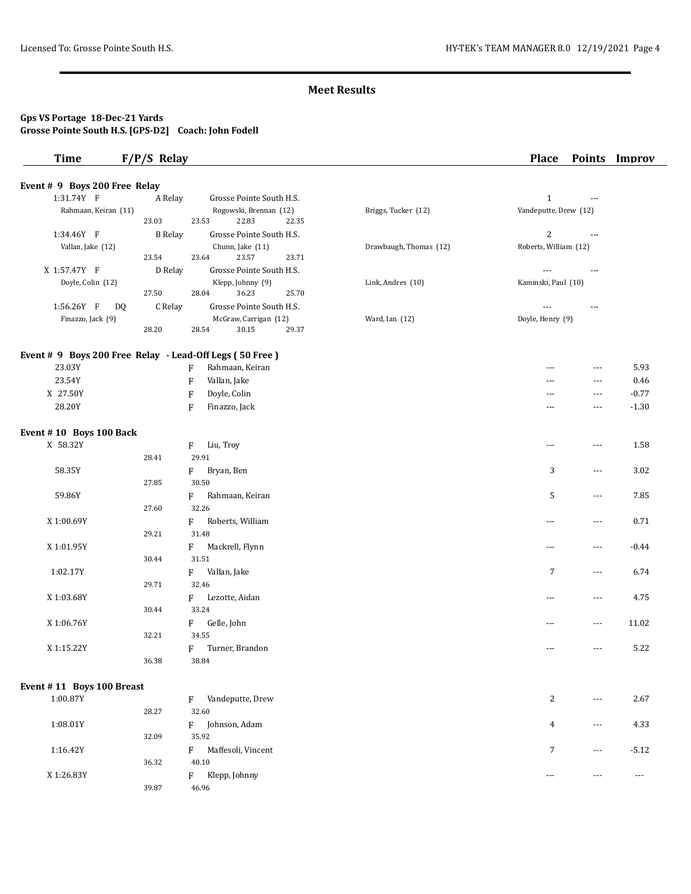## Meet Results

**Gps VS Portage 18-Dec-21 Yards**
**Grosse Pointe South H.S. [GPS-D2] Coach: John Fodell**

| Time | F/P/S | Relay | | | Place | Points | Improv |
|---|---|---|---|---|---|---|---|

### Event # 9 Boys 200 Free Relay

| Time | F/P/S | Relay | | | Place | Points | Improv |
|---|---|---|---|---|---|---|---|
| 1:31.74Y F | A Relay | Grosse Pointe South H.S. | | | 1 | --- | |
| Rahmaan, Keiran (11) | | Rogowski, Brennan (12) | Briggs, Tucker (12) | Vandeputte, Drew (12) | | | |
| | 23.03 | 23.53 22.83 22.35 | | | | | |
| 1:34.46Y F | B Relay | Grosse Pointe South H.S. | | | 2 | --- | |
| Vallan, Jake (12) | | Chunn, Jake (11) | Drawbaugh, Thomas (12) | Roberts, William (12) | | | |
| | 23.54 | 23.64 23.57 23.71 | | | | | |
| X 1:57.47Y F | D Relay | Grosse Pointe South H.S. | | | --- | --- | |
| Doyle, Colin (12) | | Klepp, Johnny (9) | Link, Andres (10) | Kaminski, Paul (10) | | | |
| | 27.50 | 28.04 36.23 25.70 | | | | | |
| 1:56.26Y F DQ | C Relay | Grosse Pointe South H.S. | | | --- | --- | |
| Finazzo, Jack (9) | | McGraw, Carrigan (12) | Ward, Ian (12) | Doyle, Henry (9) | | | |
| | 28.20 | 28.54 30.15 29.37 | | | | | |

### Event # 9 Boys 200 Free Relay - Lead-Off Legs ( 50 Free )

| Time | F/P/S | Name | Place | Points | Improv |
|---|---|---|---|---|---|
| 23.03Y | F | Rahmaan, Keiran | --- | --- | 5.93 |
| 23.54Y | F | Vallan, Jake | --- | --- | 0.46 |
| X 27.50Y | F | Doyle, Colin | --- | --- | -0.77 |
| 28.20Y | F | Finazzo, Jack | --- | --- | -1.30 |

### Event # 10 Boys 100 Back

| Time | F/P/S | Name | Place | Points | Improv |
|---|---|---|---|---|---|
| X 58.32Y | F | Liu, Troy | --- | --- | 1.58 |
| 28.41 | 29.91 | | | | |
| 58.35Y | F | Bryan, Ben | 3 | --- | 3.02 |
| 27.85 | 30.50 | | | | |
| 59.86Y | F | Rahmaan, Keiran | 5 | --- | 7.85 |
| 27.60 | 32.26 | | | | |
| X 1:00.69Y | F | Roberts, William | --- | --- | 0.71 |
| 29.21 | 31.48 | | | | |
| X 1:01.95Y | F | Mackrell, Flynn | --- | --- | -0.44 |
| 30.44 | 31.51 | | | | |
| 1:02.17Y | F | Vallan, Jake | 7 | --- | 6.74 |
| 29.71 | 32.46 | | | | |
| X 1:03.68Y | F | Lezotte, Aidan | --- | --- | 4.75 |
| 30.44 | 33.24 | | | | |
| X 1:06.76Y | F | Gelle, John | --- | --- | 11.02 |
| 32.21 | 34.55 | | | | |
| X 1:15.22Y | F | Turner, Brandon | --- | --- | 5.22 |
| 36.38 | 38.84 | | | | |

### Event # 11 Boys 100 Breast

| Time | F/P/S | Name | Place | Points | Improv |
|---|---|---|---|---|---|
| 1:00.87Y | F | Vandeputte, Drew | 2 | --- | 2.67 |
| 28.27 | 32.60 | | | | |
| 1:08.01Y | F | Johnson, Adam | 4 | --- | 4.33 |
| 32.09 | 35.92 | | | | |
| 1:16.42Y | F | Maffesoli, Vincent | 7 | --- | -5.12 |
| 36.32 | 40.10 | | | | |
| X 1:26.83Y | F | Klepp, Johnny | --- | --- | --- |
| 39.87 | 46.96 | | | | |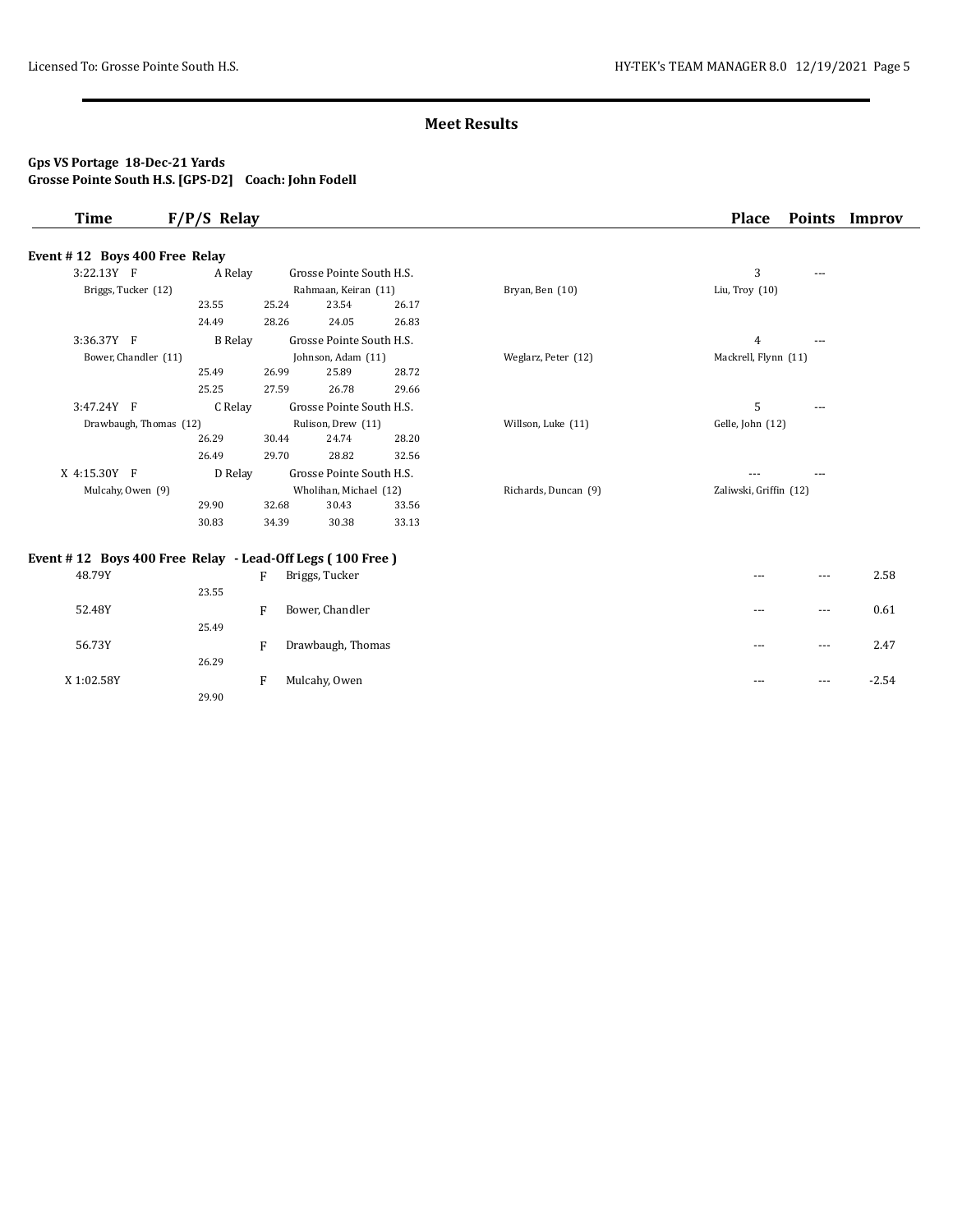## Meet Results

**Gps VS Portage 18-Dec-21 Yards**
**Grosse Pointe South H.S. [GPS-D2] Coach: John Fodell**

| Time | F/P/S | Relay | | | | Place | Points | Improv |
|---|---|---|---|---|---|---|---|---|

### Event # 12 Boys 400 Free Relay

| Time | F/P/S | Relay | | | | Place | Points | Improv |
|---|---|---|---|---|---|---|---|---|
| 3:22.13Y | F | A Relay | Grosse Pointe South H.S. | | | 3 | --- | |
| Briggs, Tucker (12) | | Rahmaan, Keiran (11) | | Bryan, Ben (10) | | Liu, Troy (10) | | |
| | 23.55 | 25.24 | 23.54 | 26.17 | | | | |
| | 24.49 | 28.26 | 24.05 | 26.83 | | | | |
| 3:36.37Y | F | B Relay | Grosse Pointe South H.S. | | | 4 | --- | |
| Bower, Chandler (11) | | Johnson, Adam (11) | | Weglarz, Peter (12) | | Mackrell, Flynn (11) | | |
| | 25.49 | 26.99 | 25.89 | 28.72 | | | | |
| | 25.25 | 27.59 | 26.78 | 29.66 | | | | |
| 3:47.24Y | F | C Relay | Grosse Pointe South H.S. | | | 5 | --- | |
| Drawbaugh, Thomas (12) | | Rulison, Drew (11) | | Willson, Luke (11) | | Gelle, John (12) | | |
| | 26.29 | 30.44 | 24.74 | 28.20 | | | | |
| | 26.49 | 29.70 | 28.82 | 32.56 | | | | |
| X 4:15.30Y | F | D Relay | Grosse Pointe South H.S. | | | --- | --- | |
| Mulcahy, Owen (9) | | Wholihan, Michael (12) | | Richards, Duncan (9) | | Zaliwski, Griffin (12) | | |
| | 29.90 | 32.68 | 30.43 | 33.56 | | | | |
| | 30.83 | 34.39 | 30.38 | 33.13 | | | | |

### Event # 12 Boys 400 Free Relay - Lead-Off Legs ( 100 Free )

| Time | Split | F/P/S | Name | Place | Points | Improv |
|---|---|---|---|---|---|---|
| 48.79Y | 23.55 | F | Briggs, Tucker | --- | --- | 2.58 |
| 52.48Y | 25.49 | F | Bower, Chandler | --- | --- | 0.61 |
| 56.73Y | 26.29 | F | Drawbaugh, Thomas | --- | --- | 2.47 |
| X 1:02.58Y | 29.90 | F | Mulcahy, Owen | --- | --- | -2.54 |